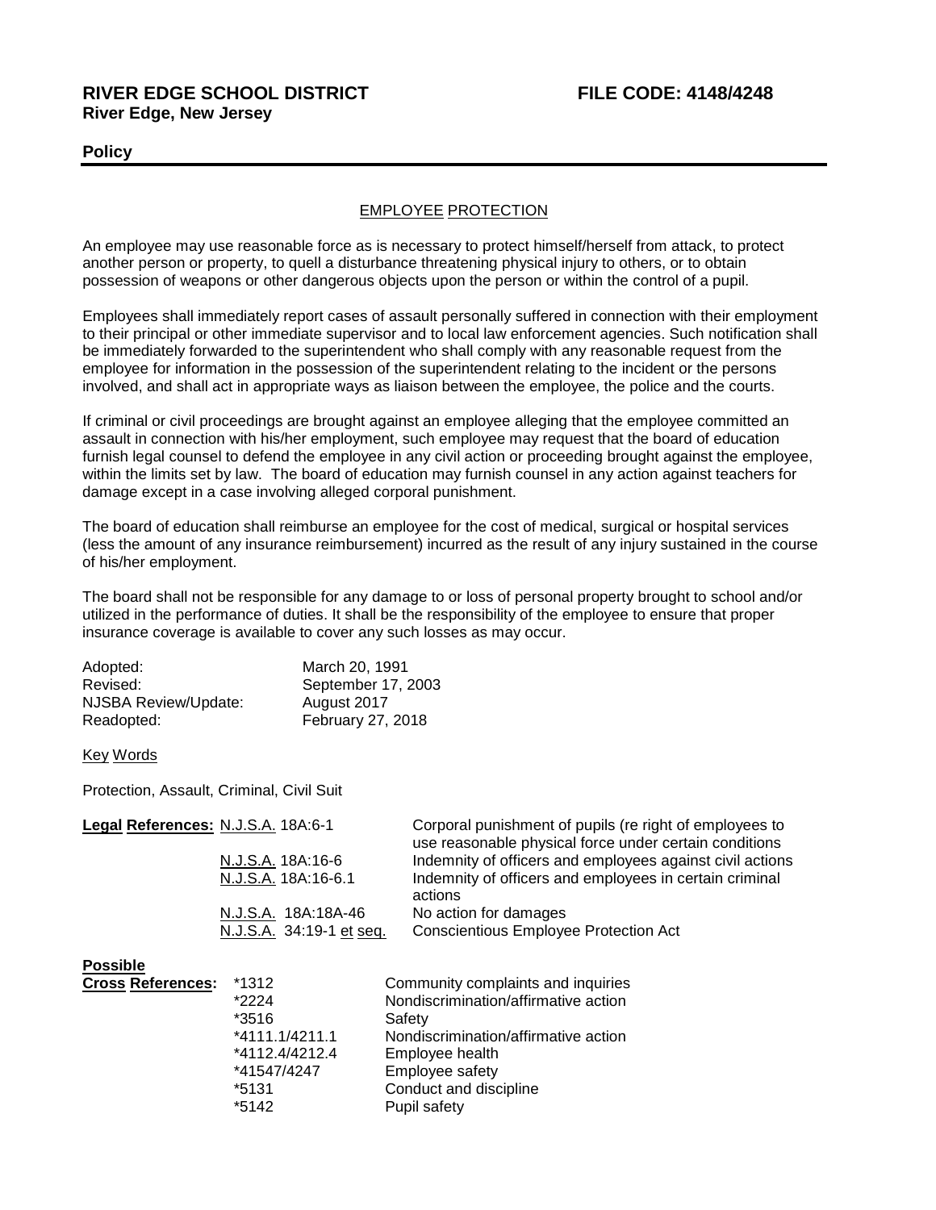**RIVER EDGE SCHOOL DISTRICT** **FILE CODE: 4148/4248**
**River Edge, New Jersey**

**Policy**

EMPLOYEE PROTECTION

An employee may use reasonable force as is necessary to protect himself/herself from attack, to protect another person or property, to quell a disturbance threatening physical injury to others, or to obtain possession of weapons or other dangerous objects upon the person or within the control of a pupil.

Employees shall immediately report cases of assault personally suffered in connection with their employment to their principal or other immediate supervisor and to local law enforcement agencies. Such notification shall be immediately forwarded to the superintendent who shall comply with any reasonable request from the employee for information in the possession of the superintendent relating to the incident or the persons involved, and shall act in appropriate ways as liaison between the employee, the police and the courts.

If criminal or civil proceedings are brought against an employee alleging that the employee committed an assault in connection with his/her employment, such employee may request that the board of education furnish legal counsel to defend the employee in any civil action or proceeding brought against the employee, within the limits set by law. The board of education may furnish counsel in any action against teachers for damage except in a case involving alleged corporal punishment.

The board of education shall reimburse an employee for the cost of medical, surgical or hospital services (less the amount of any insurance reimbursement) incurred as the result of any injury sustained in the course of his/her employment.

The board shall not be responsible for any damage to or loss of personal property brought to school and/or utilized in the performance of duties. It shall be the responsibility of the employee to ensure that proper insurance coverage is available to cover any such losses as may occur.

| | |
|---|---|
| Adopted: | March 20, 1991 |
| Revised: | September 17, 2003 |
| NJSBA Review/Update: | August 2017 |
| Readopted: | February 27, 2018 |

Key Words

Protection, Assault, Criminal, Civil Suit

| **Legal References:** | |
|---|---|
| N.J.S.A. 18A:6-1 | Corporal punishment of pupils (re right of employees to use reasonable physical force under certain conditions |
| N.J.S.A. 18A:16-6 | Indemnity of officers and employees against civil actions |
| N.J.S.A. 18A:16-6.1 | Indemnity of officers and employees in certain criminal actions |
| N.J.S.A. 18A:18A-46 | No action for damages |
| N.J.S.A. 34:19-1 et seq. | Conscientious Employee Protection Act |

| **Possible Cross References:** | |
|---|---|
| *1312 | Community complaints and inquiries |
| *2224 | Nondiscrimination/affirmative action |
| *3516 | Safety |
| *4111.1/4211.1 | Nondiscrimination/affirmative action |
| *4112.4/4212.4 | Employee health |
| *41547/4247 | Employee safety |
| *5131 | Conduct and discipline |
| *5142 | Pupil safety |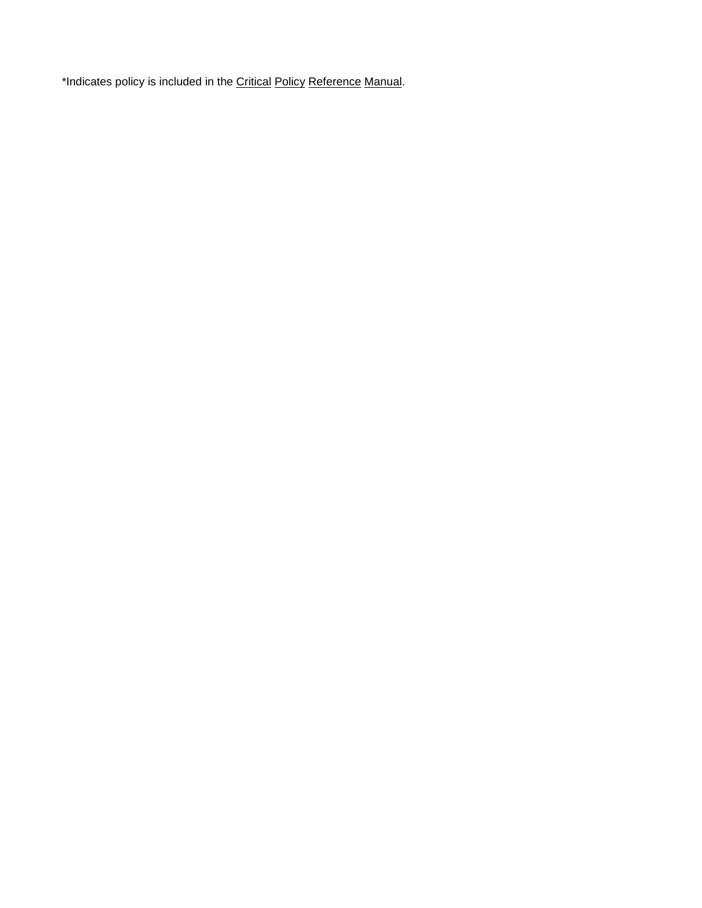*Indicates policy is included in the Critical Policy Reference Manual.